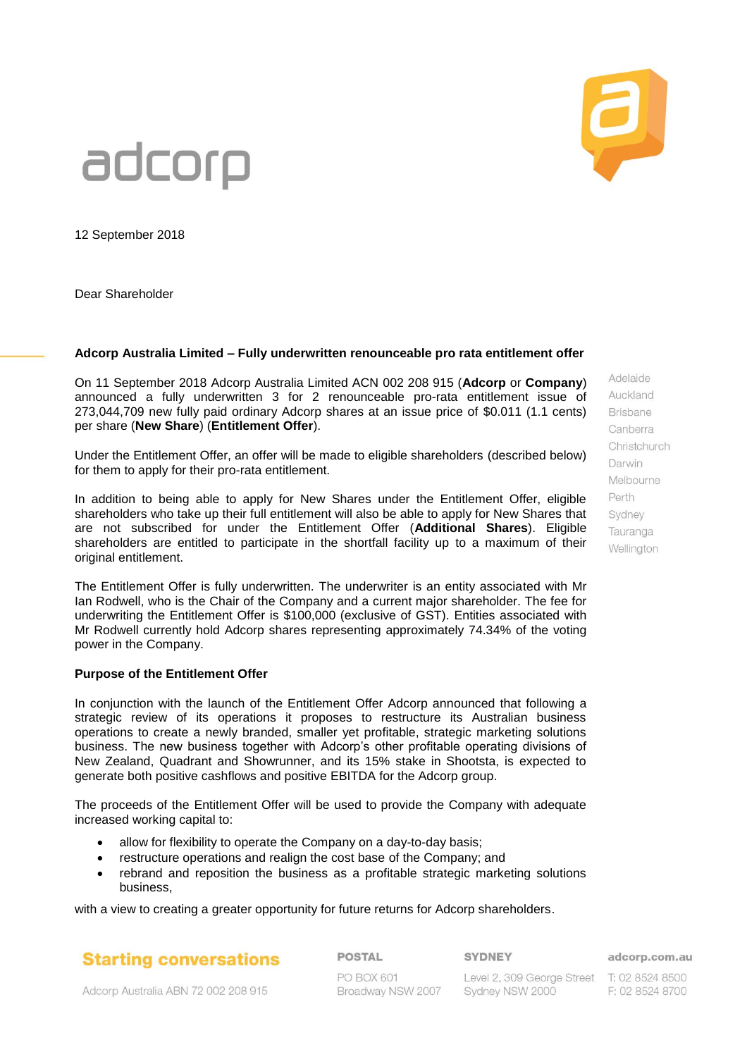adcorp

12 September 2018

Dear Shareholder

**Adcorp Australia Limited – Fully underwritten renounceable pro rata entitlement offer**

On 11 September 2018 Adcorp Australia Limited ACN 002 208 915 (**Adcorp** or **Company**) announced a fully underwritten 3 for 2 renounceable pro-rata entitlement issue of 273,044,709 new fully paid ordinary Adcorp shares at an issue price of $0.011 (1.1 cents) per share (**New Share**) (**Entitlement Offer**).

Under the Entitlement Offer, an offer will be made to eligible shareholders (described below) for them to apply for their pro-rata entitlement.

In addition to being able to apply for New Shares under the Entitlement Offer, eligible shareholders who take up their full entitlement will also be able to apply for New Shares that are not subscribed for under the Entitlement Offer (**Additional Shares**). Eligible shareholders are entitled to participate in the shortfall facility up to a maximum of their original entitlement.

The Entitlement Offer is fully underwritten. The underwriter is an entity associated with Mr Ian Rodwell, who is the Chair of the Company and a current major shareholder. The fee for underwriting the Entitlement Offer is $100,000 (exclusive of GST). Entities associated with Mr Rodwell currently hold Adcorp shares representing approximately 74.34% of the voting power in the Company.

**Purpose of the Entitlement Offer**

In conjunction with the launch of the Entitlement Offer Adcorp announced that following a strategic review of its operations it proposes to restructure its Australian business operations to create a newly branded, smaller yet profitable, strategic marketing solutions business. The new business together with Adcorp's other profitable operating divisions of New Zealand, Quadrant and Showrunner, and its 15% stake in Shootsta, is expected to generate both positive cashflows and positive EBITDA for the Adcorp group.

The proceeds of the Entitlement Offer will be used to provide the Company with adequate increased working capital to:

- allow for flexibility to operate the Company on a day-to-day basis;
- restructure operations and realign the cost base of the Company; and
- rebrand and reposition the business as a profitable strategic marketing solutions business,

with a view to creating a greater opportunity for future returns for Adcorp shareholders.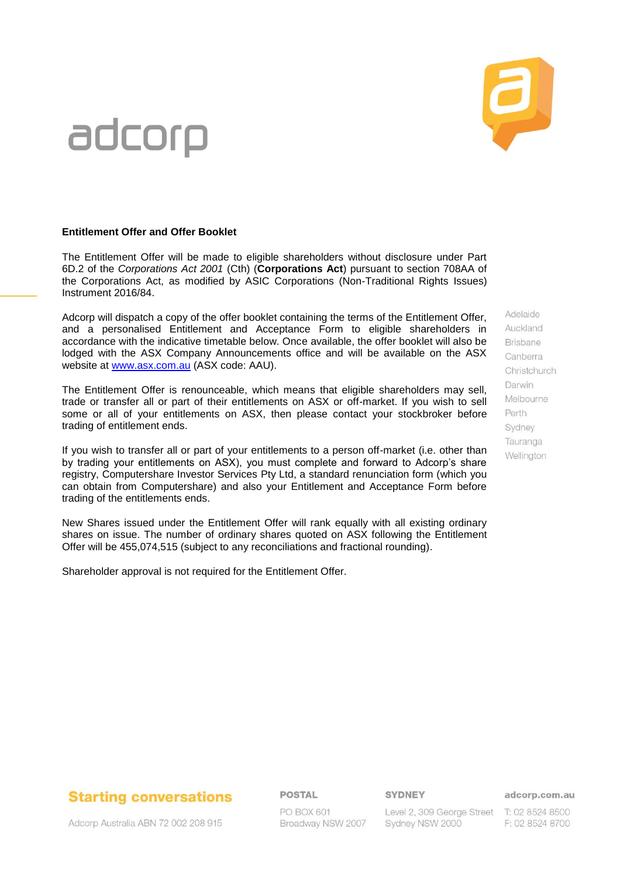**Entitlement Offer and Offer Booklet**

The Entitlement Offer will be made to eligible shareholders without disclosure under Part 6D.2 of the *Corporations Act 2001* (Cth) (**Corporations Act**) pursuant to section 708AA of the Corporations Act, as modified by ASIC Corporations (Non-Traditional Rights Issues) Instrument 2016/84.

Adcorp will dispatch a copy of the offer booklet containing the terms of the Entitlement Offer, and a personalised Entitlement and Acceptance Form to eligible shareholders in accordance with the indicative timetable below. Once available, the offer booklet will also be lodged with the ASX Company Announcements office and will be available on the ASX website at [www.asx.com.au](http://www.asx.com.au) (ASX code: AAU).

The Entitlement Offer is renounceable, which means that eligible shareholders may sell, trade or transfer all or part of their entitlements on ASX or off-market. If you wish to sell some or all of your entitlements on ASX, then please contact your stockbroker before trading of entitlement ends.

If you wish to transfer all or part of your entitlements to a person off-market (i.e. other than by trading your entitlements on ASX), you must complete and forward to Adcorp's share registry, Computershare Investor Services Pty Ltd, a standard renunciation form (which you can obtain from Computershare) and also your Entitlement and Acceptance Form before trading of the entitlements ends.

New Shares issued under the Entitlement Offer will rank equally with all existing ordinary shares on issue. The number of ordinary shares quoted on ASX following the Entitlement Offer will be 455,074,515 (subject to any reconciliations and fractional rounding).

Shareholder approval is not required for the Entitlement Offer.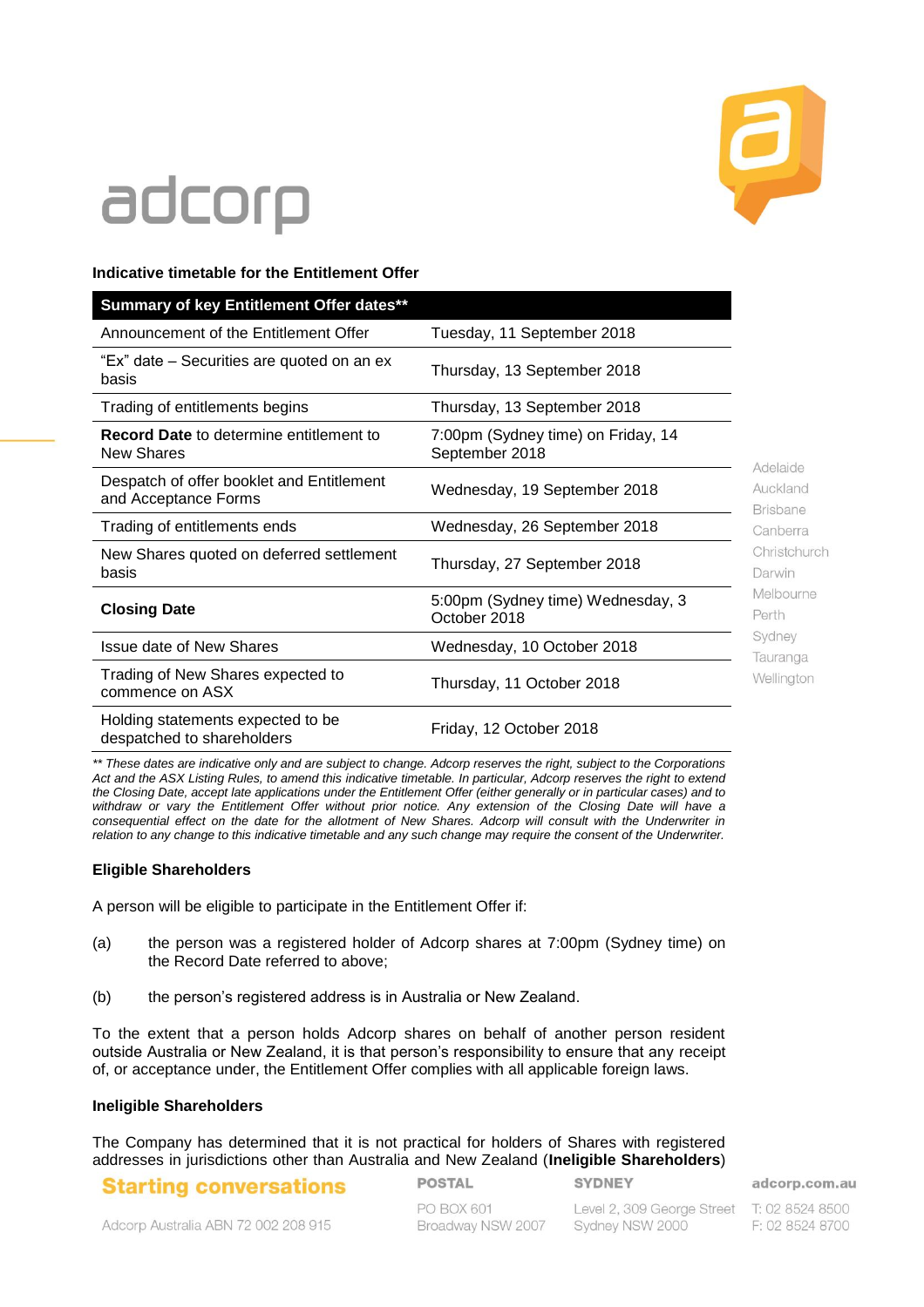### Indicative timetable for the Entitlement Offer

| Summary of key Entitlement Offer dates** | |
|---|---|
| Announcement of the Entitlement Offer | Tuesday, 11 September 2018 |
| "Ex" date – Securities are quoted on an ex basis | Thursday, 13 September 2018 |
| Trading of entitlements begins | Thursday, 13 September 2018 |
| **Record Date** to determine entitlement to New Shares | 7:00pm (Sydney time) on Friday, 14 September 2018 |
| Despatch of offer booklet and Entitlement and Acceptance Forms | Wednesday, 19 September 2018 |
| Trading of entitlements ends | Wednesday, 26 September 2018 |
| New Shares quoted on deferred settlement basis | Thursday, 27 September 2018 |
| **Closing Date** | 5:00pm (Sydney time) Wednesday, 3 October 2018 |
| Issue date of New Shares | Wednesday, 10 October 2018 |
| Trading of New Shares expected to commence on ASX | Thursday, 11 October 2018 |
| Holding statements expected to be despatched to shareholders | Friday, 12 October 2018 |

*** These dates are indicative only and are subject to change. Adcorp reserves the right, subject to the Corporations Act and the ASX Listing Rules, to amend this indicative timetable. In particular, Adcorp reserves the right to extend the Closing Date, accept late applications under the Entitlement Offer (either generally or in particular cases) and to withdraw or vary the Entitlement Offer without prior notice. Any extension of the Closing Date will have a consequential effect on the date for the allotment of New Shares. Adcorp will consult with the Underwriter in relation to any change to this indicative timetable and any such change may require the consent of the Underwriter.*

### Eligible Shareholders

A person will be eligible to participate in the Entitlement Offer if:

(a) the person was a registered holder of Adcorp shares at 7:00pm (Sydney time) on the Record Date referred to above;

(b) the person's registered address is in Australia or New Zealand.

To the extent that a person holds Adcorp shares on behalf of another person resident outside Australia or New Zealand, it is that person's responsibility to ensure that any receipt of, or acceptance under, the Entitlement Offer complies with all applicable foreign laws.

### Ineligible Shareholders

The Company has determined that it is not practical for holders of Shares with registered addresses in jurisdictions other than Australia and New Zealand (**Ineligible Shareholders**)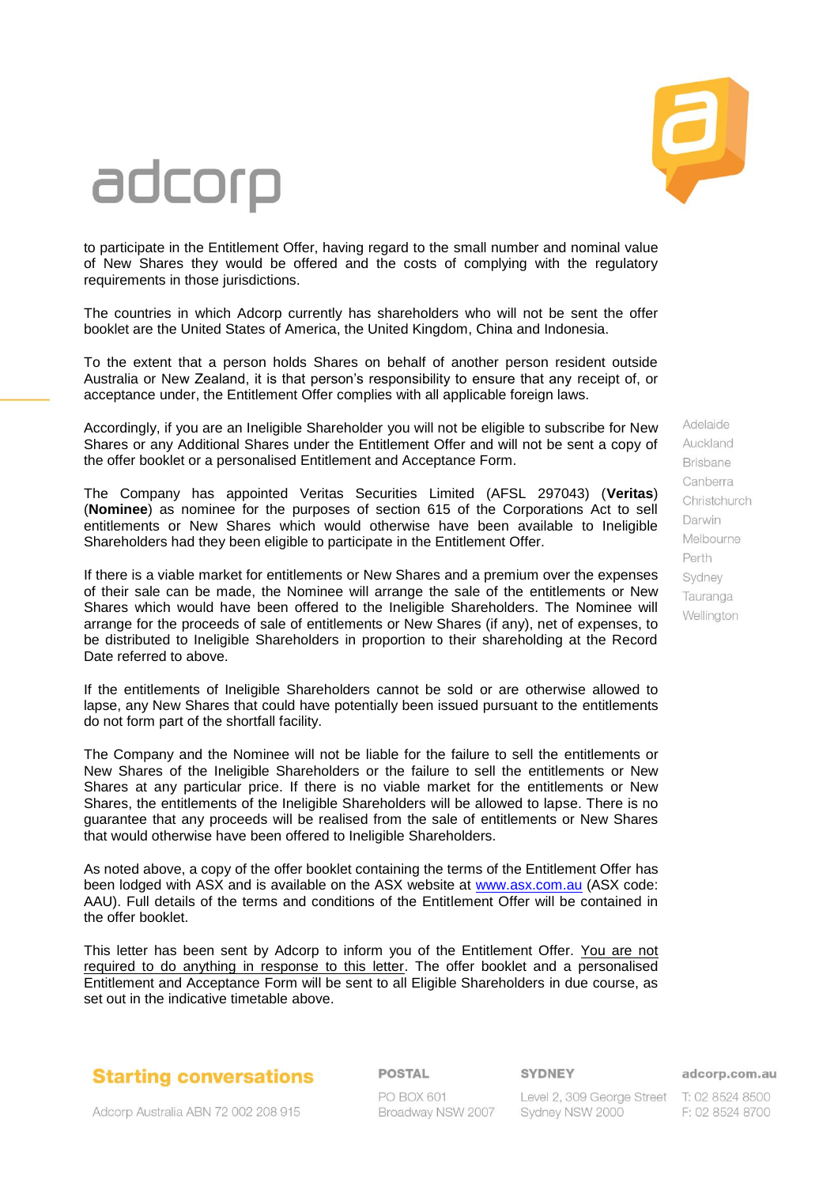to participate in the Entitlement Offer, having regard to the small number and nominal value of New Shares they would be offered and the costs of complying with the regulatory requirements in those jurisdictions.

The countries in which Adcorp currently has shareholders who will not be sent the offer booklet are the United States of America, the United Kingdom, China and Indonesia.

To the extent that a person holds Shares on behalf of another person resident outside Australia or New Zealand, it is that person's responsibility to ensure that any receipt of, or acceptance under, the Entitlement Offer complies with all applicable foreign laws.

Accordingly, if you are an Ineligible Shareholder you will not be eligible to subscribe for New Shares or any Additional Shares under the Entitlement Offer and will not be sent a copy of the offer booklet or a personalised Entitlement and Acceptance Form.

The Company has appointed Veritas Securities Limited (AFSL 297043) (**Veritas**) (**Nominee**) as nominee for the purposes of section 615 of the Corporations Act to sell entitlements or New Shares which would otherwise have been available to Ineligible Shareholders had they been eligible to participate in the Entitlement Offer.

If there is a viable market for entitlements or New Shares and a premium over the expenses of their sale can be made, the Nominee will arrange the sale of the entitlements or New Shares which would have been offered to the Ineligible Shareholders. The Nominee will arrange for the proceeds of sale of entitlements or New Shares (if any), net of expenses, to be distributed to Ineligible Shareholders in proportion to their shareholding at the Record Date referred to above.

If the entitlements of Ineligible Shareholders cannot be sold or are otherwise allowed to lapse, any New Shares that could have potentially been issued pursuant to the entitlements do not form part of the shortfall facility.

The Company and the Nominee will not be liable for the failure to sell the entitlements or New Shares of the Ineligible Shareholders or the failure to sell the entitlements or New Shares at any particular price. If there is no viable market for the entitlements or New Shares, the entitlements of the Ineligible Shareholders will be allowed to lapse. There is no guarantee that any proceeds will be realised from the sale of entitlements or New Shares that would otherwise have been offered to Ineligible Shareholders.

As noted above, a copy of the offer booklet containing the terms of the Entitlement Offer has been lodged with ASX and is available on the ASX website at www.asx.com.au (ASX code: AAU). Full details of the terms and conditions of the Entitlement Offer will be contained in the offer booklet.

This letter has been sent by Adcorp to inform you of the Entitlement Offer. You are not required to do anything in response to this letter. The offer booklet and a personalised Entitlement and Acceptance Form will be sent to all Eligible Shareholders in due course, as set out in the indicative timetable above.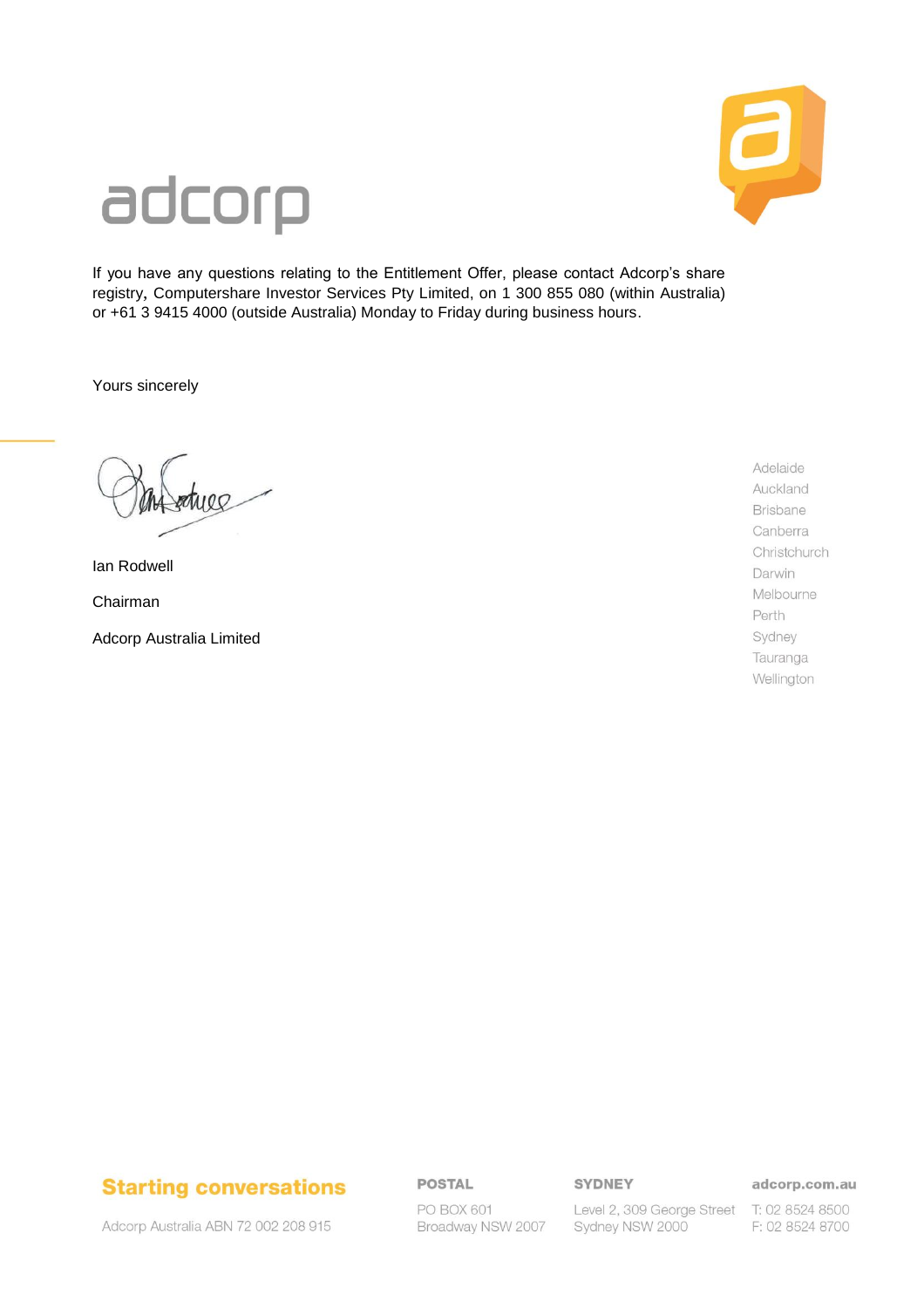adcorp

If you have any questions relating to the Entitlement Offer, please contact Adcorp's share registry, Computershare Investor Services Pty Limited, on 1 300 855 080 (within Australia) or +61 3 9415 4000 (outside Australia) Monday to Friday during business hours.

Yours sincerely

Ian Rodwell

Chairman

Adcorp Australia Limited

Adelaide
Auckland
Brisbane
Canberra
Christchurch
Darwin
Melbourne
Perth
Sydney
Tauranga
Wellington

**Starting conversations**

Adcorp Australia ABN 72 002 208 915

**POSTAL**
PO BOX 601
Broadway NSW 2007

**SYDNEY**
Level 2, 309 George Street
Sydney NSW 2000

**adcorp.com.au**
T: 02 8524 8500
F: 02 8524 8700